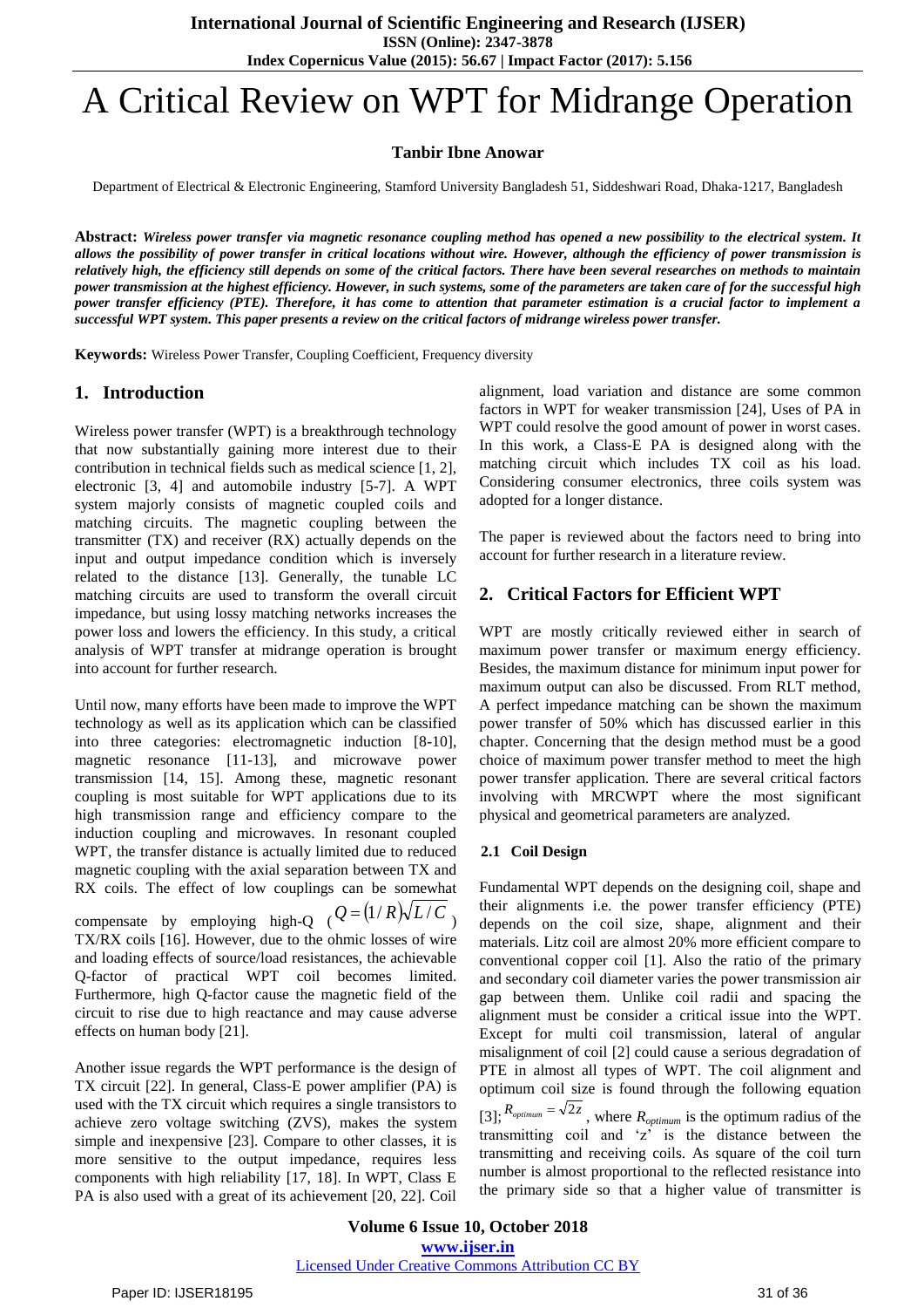# A Critical Review on WPT for Midrange Operation

**Tanbir Ibne Anowar**

Department of Electrical & Electronic Engineering, Stamford University Bangladesh 51, Siddeshwari Road, Dhaka-1217, Bangladesh

**Abstract:** ***Wireless power transfer via magnetic resonance coupling method has opened a new possibility to the electrical system. It allows the possibility of power transfer in critical locations without wire. However, although the efficiency of power transmission is relatively high, the efficiency still depends on some of the critical factors. There have been several researches on methods to maintain power transmission at the highest efficiency. However, in such systems, some of the parameters are taken care of for the successful high power transfer efficiency (PTE). Therefore, it has come to attention that parameter estimation is a crucial factor to implement a successful WPT system. This paper presents a review on the critical factors of midrange wireless power transfer.***

**Keywords:** Wireless Power Transfer, Coupling Coefficient, Frequency diversity

## 1. Introduction

Wireless power transfer (WPT) is a breakthrough technology that now substantially gaining more interest due to their contribution in technical fields such as medical science [1, 2], electronic [3, 4] and automobile industry [5-7]. A WPT system majorly consists of magnetic coupled coils and matching circuits. The magnetic coupling between the transmitter (TX) and receiver (RX) actually depends on the input and output impedance condition which is inversely related to the distance [13]. Generally, the tunable LC matching circuits are used to transform the overall circuit impedance, but using lossy matching networks increases the power loss and lowers the efficiency. In this study, a critical analysis of WPT transfer at midrange operation is brought into account for further research.

Until now, many efforts have been made to improve the WPT technology as well as its application which can be classified into three categories: electromagnetic induction [8-10], magnetic resonance [11-13], and microwave power transmission [14, 15]. Among these, magnetic resonant coupling is most suitable for WPT applications due to its high transmission range and efficiency compare to the induction coupling and microwaves. In resonant coupled WPT, the transfer distance is actually limited due to reduced magnetic coupling with the axial separation between TX and RX coils. The effect of low couplings can be somewhat compensate by employing high-Q ($Q = (1/R)\sqrt{L/C}$) TX/RX coils [16]. However, due to the ohmic losses of wire and loading effects of source/load resistances, the achievable Q-factor of practical WPT coil becomes limited. Furthermore, high Q-factor cause the magnetic field of the circuit to rise due to high reactance and may cause adverse effects on human body [21].

Another issue regards the WPT performance is the design of TX circuit [22]. In general, Class-E power amplifier (PA) is used with the TX circuit which requires a single transistors to achieve zero voltage switching (ZVS), makes the system simple and inexpensive [23]. Compare to other classes, it is more sensitive to the output impedance, requires less components with high reliability [17, 18]. In WPT, Class E PA is also used with a great of its achievement [20, 22]. Coil alignment, load variation and distance are some common factors in WPT for weaker transmission [24], Uses of PA in WPT could resolve the good amount of power in worst cases. In this work, a Class-E PA is designed along with the matching circuit which includes TX coil as his load. Considering consumer electronics, three coils system was adopted for a longer distance.

The paper is reviewed about the factors need to bring into account for further research in a literature review.

## 2. Critical Factors for Efficient WPT

WPT are mostly critically reviewed either in search of maximum power transfer or maximum energy efficiency. Besides, the maximum distance for minimum input power for maximum output can also be discussed. From RLT method, A perfect impedance matching can be shown the maximum power transfer of 50% which has discussed earlier in this chapter. Concerning that the design method must be a good choice of maximum power transfer method to meet the high power transfer application. There are several critical factors involving with MRCWPT where the most significant physical and geometrical parameters are analyzed.

### 2.1 Coil Design

Fundamental WPT depends on the designing coil, shape and their alignments i.e. the power transfer efficiency (PTE) depends on the coil size, shape, alignment and their materials. Litz coil are almost 20% more efficient compare to conventional copper coil [1]. Also the ratio of the primary and secondary coil diameter varies the power transmission air gap between them. Unlike coil radii and spacing the alignment must be consider a critical issue into the WPT. Except for multi coil transmission, lateral of angular misalignment of coil [2] could cause a serious degradation of PTE in almost all types of WPT. The coil alignment and optimum coil size is found through the following equation [3]; $R_{optimum} = \sqrt{2z}$ , where $R_{optimum}$ is the optimum radius of the transmitting coil and 'z' is the distance between the transmitting and receiving coils. As square of the coil turn number is almost proportional to the reflected resistance into the primary side so that a higher value of transmitter is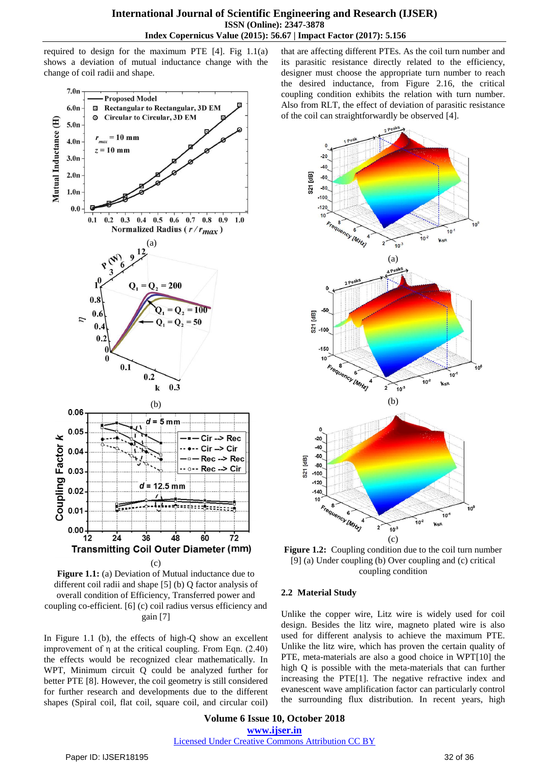required to design for the maximum PTE [4]. Fig 1.1(a) shows a deviation of mutual inductance change with the change of coil radii and shape.

**Figure 1.1:** (a) Deviation of Mutual inductance due to different coil radii and shape [5] (b) Q factor analysis of overall condition of Efficiency, Transferred power and coupling co-efficient. [6] (c) coil radius versus efficiency and gain [7]

In Figure 1.1 (b), the effects of high-Q show an excellent improvement of η at the critical coupling. From Eqn. (2.40) the effects would be recognized clear mathematically. In WPT, Minimum circuit Q could be analyzed further for better PTE [8]. However, the coil geometry is still considered for further research and developments due to the different shapes (Spiral coil, flat coil, square coil, and circular coil) that are affecting different PTEs. As the coil turn number and its parasitic resistance directly related to the efficiency, designer must choose the appropriate turn number to reach the desired inductance, from Figure 2.16, the critical coupling condition exhibits the relation with turn number. Also from RLT, the effect of deviation of parasitic resistance of the coil can straightforwardly be observed [4].

**Figure 1.2:** Coupling condition due to the coil turn number [9] (a) Under coupling (b) Over coupling and (c) critical coupling condition

## 2.2 Material Study

Unlike the copper wire, Litz wire is widely used for coil design. Besides the litz wire, magneto plated wire is also used for different analysis to achieve the maximum PTE. Unlike the litz wire, which has proven the certain quality of PTE, meta-materials are also a good choice in WPT[10] the high Q is possible with the meta-materials that can further increasing the PTE[1]. The negative refractive index and evanescent wave amplification factor can particularly control the surrounding flux distribution. In recent years, high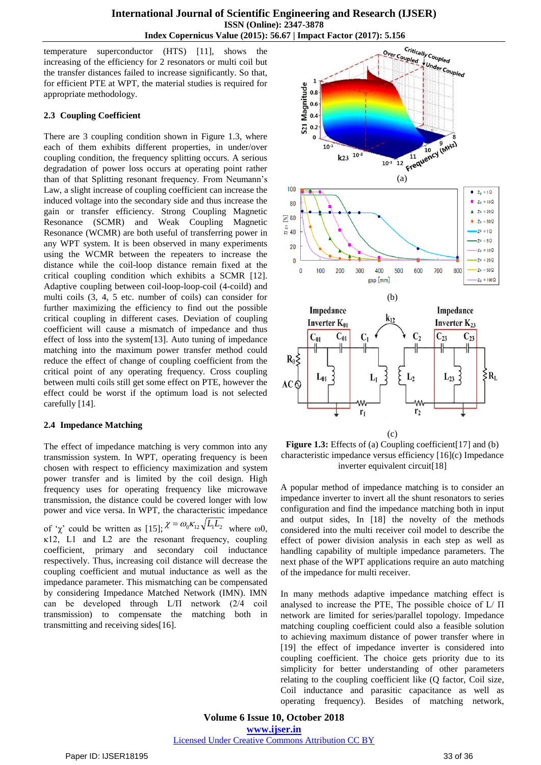temperature superconductor (HTS) [11], shows the increasing of the efficiency for 2 resonators or multi coil but the transfer distances failed to increase significantly. So that, for efficient PTE at WPT, the material studies is required for appropriate methodology.

### 2.3 Coupling Coefficient

There are 3 coupling condition shown in Figure 1.3, where each of them exhibits different properties, in under/over coupling condition, the frequency splitting occurs. A serious degradation of power loss occurs at operating point rather than of that Splitting resonant frequency. From Neumann's Law, a slight increase of coupling coefficient can increase the induced voltage into the secondary side and thus increase the gain or transfer efficiency. Strong Coupling Magnetic Resonance (SCMR) and Weak Coupling Magnetic Resonance (WCMR) are both useful of transferring power in any WPT system. It is been observed in many experiments using the WCMR between the repeaters to increase the distance while the coil-loop distance remain fixed at the critical coupling condition which exhibits a SCMR [12]. Adaptive coupling between coil-loop-loop-coil (4-coild) and multi coils (3, 4, 5 etc. number of coils) can consider for further maximizing the efficiency to find out the possible critical coupling in different cases. Deviation of coupling coefficient will cause a mismatch of impedance and thus effect of loss into the system[13]. Auto tuning of impedance matching into the maximum power transfer method could reduce the effect of coupling coefficient from the critical point of any operating frequency. Cross coupling between multi coils still get some effect on PTE, however the effect could be worst if the optimum load is not selected carefully [14].

### 2.4 Impedance Matching

The effect of impedance matching is very common into any transmission system. In WPT, operating frequency is been chosen with respect to efficiency maximization and system power transfer and is limited by the coil design. High frequency uses for operating frequency like microwave transmission, the distance could be covered longer with low power and vice versa. In WPT, the characteristic impedance of '$\chi$' could be written as [15]; $\chi = \omega_0 \kappa_{12} \sqrt{L_1 L_2}$ where $\omega_0$, $\kappa_{12}$, $L_1$ and $L_2$ are the resonant frequency, coupling coefficient, primary and secondary coil inductance respectively. Thus, increasing coil distance will decrease the coupling coefficient and mutual inductance as well as the impedance parameter. This mismatching can be compensated by considering Impedance Matched Network (IMN). IMN can be developed through L/Π network (2/4 coil transmission) to compensate the matching both in transmitting and receiving sides[16].

Figure 1.3: Effects of (a) Coupling coefficient[17] and (b) characteristic impedance versus efficiency [16](c) Impedance inverter equivalent circuit[18]

A popular method of impedance matching is to consider an impedance inverter to invert all the shunt resonators to series configuration and find the impedance matching both in input and output sides, In [18] the novelty of the methods considered into the multi receiver coil model to describe the effect of power division analysis in each step as well as handling capability of multiple impedance parameters. The next phase of the WPT applications require an auto matching of the impedance for multi receiver.

In many methods adaptive impedance matching effect is analysed to increase the PTE, The possible choice of L/ Π network are limited for series/parallel topology. Impedance matching coupling coefficient could also a feasible solution to achieving maximum distance of power transfer where in [19] the effect of impedance inverter is considered into coupling coefficient. The choice gets priority due to its simplicity for better understanding of other parameters relating to the coupling coefficient like (Q factor, Coil size, Coil inductance and parasitic capacitance as well as operating frequency). Besides of matching network,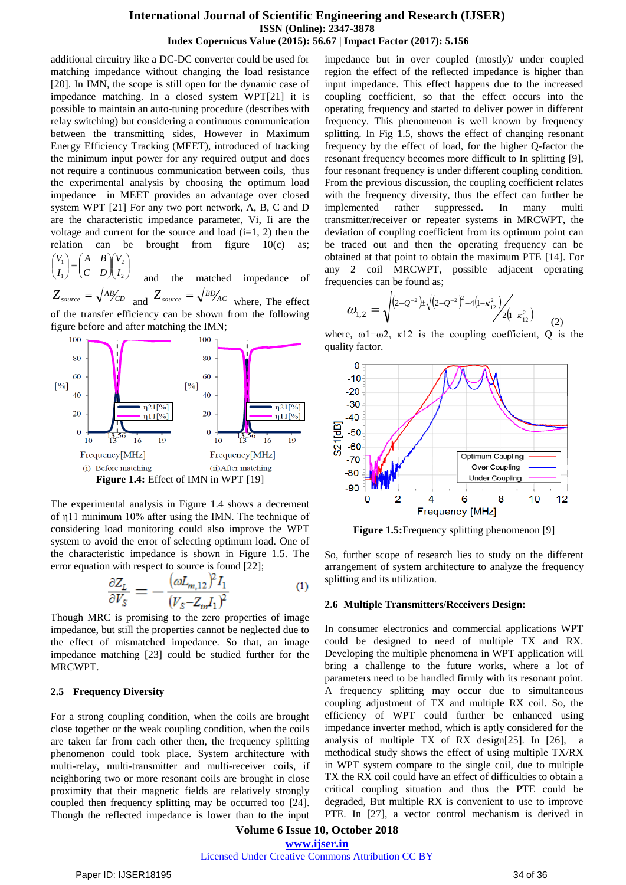additional circuitry like a DC-DC converter could be used for matching impedance without changing the load resistance [20]. In IMN, the scope is still open for the dynamic case of impedance matching. In a closed system WPT[21] it is possible to maintain an auto-tuning procedure (describes with relay switching) but considering a continuous communication between the transmitting sides, However in Maximum Energy Efficiency Tracking (MEET), introduced of tracking the minimum input power for any required output and does not require a continuous communication between coils, thus the experimental analysis by choosing the optimum load impedance in MEET provides an advantage over closed system WPT [21] For any two port network, A, B, C and D are the characteristic impedance parameter, Vi, Ii are the voltage and current for the source and load (i=1, 2) then the relation can be brought from figure 10(c) as; $\begin{pmatrix} V_1 \\ I_1 \end{pmatrix} = \begin{pmatrix} A & B \\ C & D \end{pmatrix} \begin{pmatrix} V_2 \\ I_2 \end{pmatrix}$ and the matched impedance of $Z_{source} = \sqrt{AB/CD}$ and $Z_{source} = \sqrt{BD/AC}$ where, The effect of the transfer efficiency can be shown from the following figure before and after matching the IMN;

(i) Before matching (ii) After matching

**Figure 1.4:** Effect of IMN in WPT [19]

The experimental analysis in Figure 1.4 shows a decrement of η11 minimum 10% after using the IMN. The technique of considering load monitoring could also improve the WPT system to avoid the error of selecting optimum load. One of the characteristic impedance is shown in Figure 1.5. The error equation with respect to source is found [22];

$$\frac{\partial Z_L}{\partial V_S} = -\frac{(\omega L_{m,12})^2 I_1}{(V_S - Z_{in} I_1)^2} \tag{1}$$

Though MRC is promising to the zero properties of image impedance, but still the properties cannot be neglected due to the effect of mismatched impedance. So that, an image impedance matching [23] could be studied further for the MRCWPT.

### 2.5 Frequency Diversity

For a strong coupling condition, when the coils are brought close together or the weak coupling condition, when the coils are taken far from each other then, the frequency splitting phenomenon could took place. System architecture with multi-relay, multi-transmitter and multi-receiver coils, if neighboring two or more resonant coils are brought in close proximity that their magnetic fields are relatively strongly coupled then frequency splitting may be occurred too [24]. Though the reflected impedance is lower than the input impedance but in over coupled (mostly)/ under coupled region the effect of the reflected impedance is higher than input impedance. This effect happens due to the increased coupling coefficient, so that the effect occurs into the operating frequency and started to deliver power in different frequency. This phenomenon is well known by frequency splitting. In Fig 1.5, shows the effect of changing resonant frequency by the effect of load, for the higher Q-factor the resonant frequency becomes more difficult to In splitting [9], four resonant frequency is under different coupling condition. From the previous discussion, the coupling coefficient relates with the frequency diversity, thus the effect can further be implemented rather suppressed. In many multi transmitter/receiver or repeater systems in MRCWPT, the deviation of coupling coefficient from its optimum point can be traced out and then the operating frequency can be obtained at that point to obtain the maximum PTE [14]. For any 2 coil MRCWPT, possible adjacent operating frequencies can be found as;

$$\omega_{1,2} = \sqrt{\left(2-Q^{-2}\right) \pm \sqrt{\left(2-Q^{-2}\right)^2 - 4\left(1-\kappa_{12}^2\right)} \Big/ 2\left(1-\kappa_{12}^2\right)} \tag{2}$$

where, ω1=ω2, κ12 is the coupling coefficient, Q is the quality factor.

**Figure 1.5:** Frequency splitting phenomenon [9]

So, further scope of research lies to study on the different arrangement of system architecture to analyze the frequency splitting and its utilization.

### 2.6 Multiple Transmitters/Receivers Design:

In consumer electronics and commercial applications WPT could be designed to need of multiple TX and RX. Developing the multiple phenomena in WPT application will bring a challenge to the future works, where a lot of parameters need to be handled firmly with its resonant point. A frequency splitting may occur due to simultaneous coupling adjustment of TX and multiple RX coil. So, the efficiency of WPT could further be enhanced using impedance inverter method, which is aptly considered for the analysis of multiple TX of RX design[25]. In [26], a methodical study shows the effect of using multiple TX/RX in WPT system compare to the single coil, due to multiple TX the RX coil could have an effect of difficulties to obtain a critical coupling situation and thus the PTE could be degraded, But multiple RX is convenient to use to improve PTE. In [27], a vector control mechanism is derived in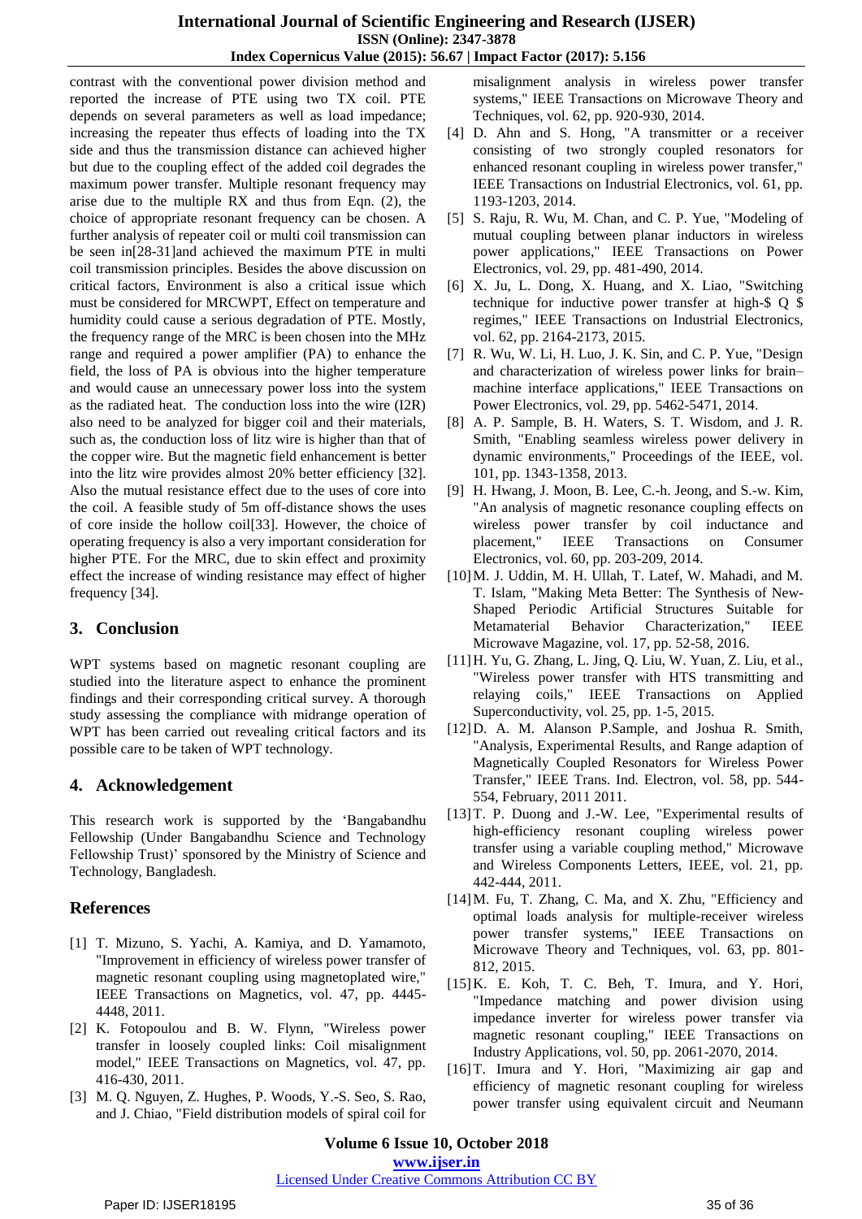contrast with the conventional power division method and reported the increase of PTE using two TX coil. PTE depends on several parameters as well as load impedance; increasing the repeater thus effects of loading into the TX side and thus the transmission distance can achieved higher but due to the coupling effect of the added coil degrades the maximum power transfer. Multiple resonant frequency may arise due to the multiple RX and thus from Eqn. (2), the choice of appropriate resonant frequency can be chosen. A further analysis of repeater coil or multi coil transmission can be seen in[28-31]and achieved the maximum PTE in multi coil transmission principles. Besides the above discussion on critical factors, Environment is also a critical issue which must be considered for MRCWPT, Effect on temperature and humidity could cause a serious degradation of PTE. Mostly, the frequency range of the MRC is been chosen into the MHz range and required a power amplifier (PA) to enhance the field, the loss of PA is obvious into the higher temperature and would cause an unnecessary power loss into the system as the radiated heat. The conduction loss into the wire (I2R) also need to be analyzed for bigger coil and their materials, such as, the conduction loss of litz wire is higher than that of the copper wire. But the magnetic field enhancement is better into the litz wire provides almost 20% better efficiency [32]. Also the mutual resistance effect due to the uses of core into the coil. A feasible study of 5m off-distance shows the uses of core inside the hollow coil[33]. However, the choice of operating frequency is also a very important consideration for higher PTE. For the MRC, due to skin effect and proximity effect the increase of winding resistance may effect of higher frequency [34].

## 3. Conclusion

WPT systems based on magnetic resonant coupling are studied into the literature aspect to enhance the prominent findings and their corresponding critical survey. A thorough study assessing the compliance with midrange operation of WPT has been carried out revealing critical factors and its possible care to be taken of WPT technology.

## 4. Acknowledgement

This research work is supported by the 'Bangabandhu Fellowship (Under Bangabandhu Science and Technology Fellowship Trust)' sponsored by the Ministry of Science and Technology, Bangladesh.

## References

[1] T. Mizuno, S. Yachi, A. Kamiya, and D. Yamamoto, "Improvement in efficiency of wireless power transfer of magnetic resonant coupling using magnetoplated wire," IEEE Transactions on Magnetics, vol. 47, pp. 4445-4448, 2011.

[2] K. Fotopoulou and B. W. Flynn, "Wireless power transfer in loosely coupled links: Coil misalignment model," IEEE Transactions on Magnetics, vol. 47, pp. 416-430, 2011.

[3] M. Q. Nguyen, Z. Hughes, P. Woods, Y.-S. Seo, S. Rao, and J. Chiao, "Field distribution models of spiral coil for misalignment analysis in wireless power transfer systems," IEEE Transactions on Microwave Theory and Techniques, vol. 62, pp. 920-930, 2014.

[4] D. Ahn and S. Hong, "A transmitter or a receiver consisting of two strongly coupled resonators for enhanced resonant coupling in wireless power transfer," IEEE Transactions on Industrial Electronics, vol. 61, pp. 1193-1203, 2014.

[5] S. Raju, R. Wu, M. Chan, and C. P. Yue, "Modeling of mutual coupling between planar inductors in wireless power applications," IEEE Transactions on Power Electronics, vol. 29, pp. 481-490, 2014.

[6] X. Ju, L. Dong, X. Huang, and X. Liao, "Switching technique for inductive power transfer at high-$ Q $ regimes," IEEE Transactions on Industrial Electronics, vol. 62, pp. 2164-2173, 2015.

[7] R. Wu, W. Li, H. Luo, J. K. Sin, and C. P. Yue, "Design and characterization of wireless power links for brain–machine interface applications," IEEE Transactions on Power Electronics, vol. 29, pp. 5462-5471, 2014.

[8] A. P. Sample, B. H. Waters, S. T. Wisdom, and J. R. Smith, "Enabling seamless wireless power delivery in dynamic environments," Proceedings of the IEEE, vol. 101, pp. 1343-1358, 2013.

[9] H. Hwang, J. Moon, B. Lee, C.-h. Jeong, and S.-w. Kim, "An analysis of magnetic resonance coupling effects on wireless power transfer by coil inductance and placement," IEEE Transactions on Consumer Electronics, vol. 60, pp. 203-209, 2014.

[10] M. J. Uddin, M. H. Ullah, T. Latef, W. Mahadi, and M. T. Islam, "Making Meta Better: The Synthesis of New-Shaped Periodic Artificial Structures Suitable for Metamaterial Behavior Characterization," IEEE Microwave Magazine, vol. 17, pp. 52-58, 2016.

[11] H. Yu, G. Zhang, L. Jing, Q. Liu, W. Yuan, Z. Liu, et al., "Wireless power transfer with HTS transmitting and relaying coils," IEEE Transactions on Applied Superconductivity, vol. 25, pp. 1-5, 2015.

[12] D. A. M. Alanson P.Sample, and Joshua R. Smith, "Analysis, Experimental Results, and Range adaption of Magnetically Coupled Resonators for Wireless Power Transfer," IEEE Trans. Ind. Electron, vol. 58, pp. 544-554, February, 2011 2011.

[13] T. P. Duong and J.-W. Lee, "Experimental results of high-efficiency resonant coupling wireless power transfer using a variable coupling method," Microwave and Wireless Components Letters, IEEE, vol. 21, pp. 442-444, 2011.

[14] M. Fu, T. Zhang, C. Ma, and X. Zhu, "Efficiency and optimal loads analysis for multiple-receiver wireless power transfer systems," IEEE Transactions on Microwave Theory and Techniques, vol. 63, pp. 801-812, 2015.

[15] K. E. Koh, T. C. Beh, T. Imura, and Y. Hori, "Impedance matching and power division using impedance inverter for wireless power transfer via magnetic resonant coupling," IEEE Transactions on Industry Applications, vol. 50, pp. 2061-2070, 2014.

[16] T. Imura and Y. Hori, "Maximizing air gap and efficiency of magnetic resonant coupling for wireless power transfer using equivalent circuit and Neumann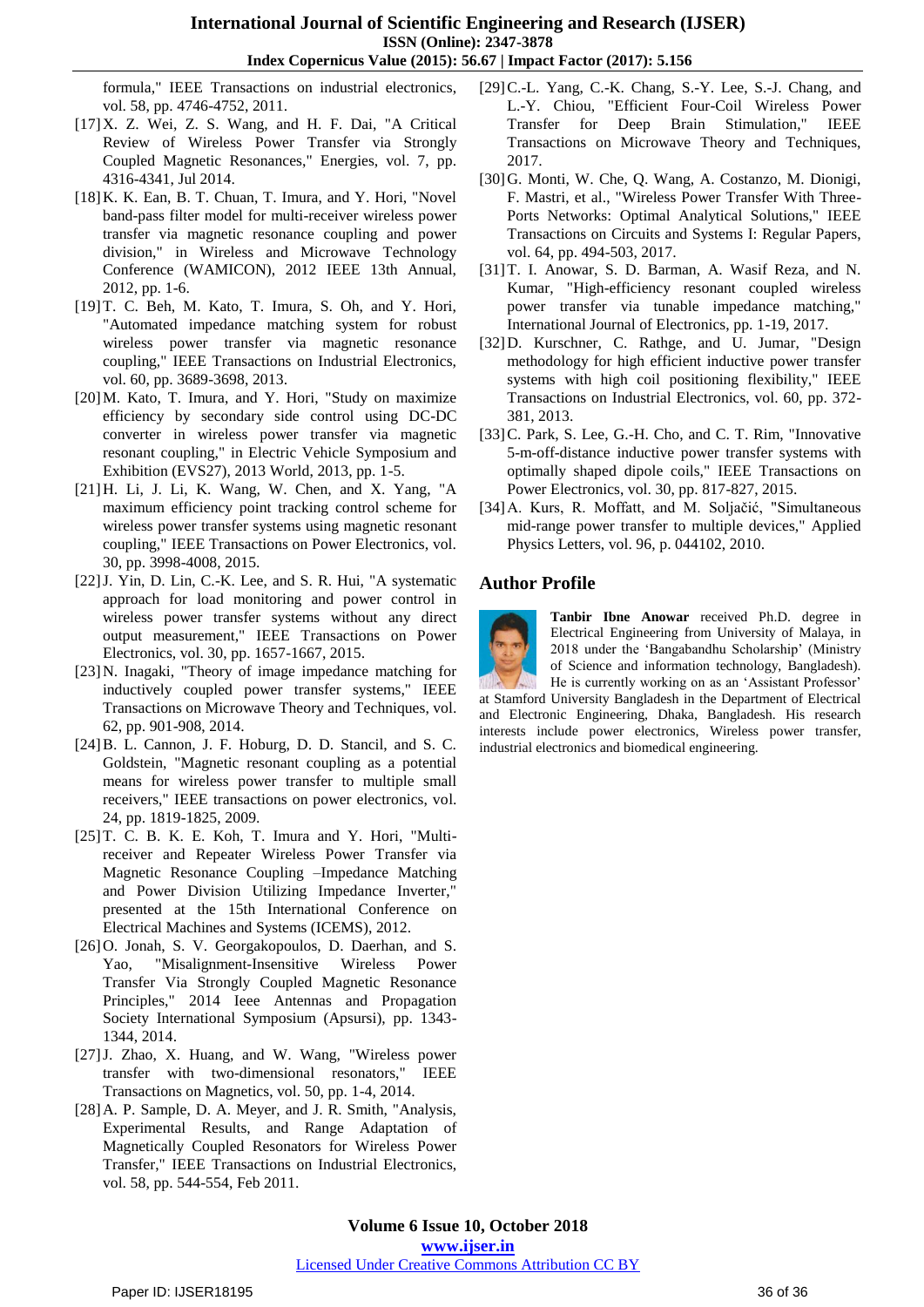formula," IEEE Transactions on industrial electronics, vol. 58, pp. 4746-4752, 2011.

[17] X. Z. Wei, Z. S. Wang, and H. F. Dai, "A Critical Review of Wireless Power Transfer via Strongly Coupled Magnetic Resonances," Energies, vol. 7, pp. 4316-4341, Jul 2014.

[18] K. K. Ean, B. T. Chuan, T. Imura, and Y. Hori, "Novel band-pass filter model for multi-receiver wireless power transfer via magnetic resonance coupling and power division," in Wireless and Microwave Technology Conference (WAMICON), 2012 IEEE 13th Annual, 2012, pp. 1-6.

[19] T. C. Beh, M. Kato, T. Imura, S. Oh, and Y. Hori, "Automated impedance matching system for robust wireless power transfer via magnetic resonance coupling," IEEE Transactions on Industrial Electronics, vol. 60, pp. 3689-3698, 2013.

[20] M. Kato, T. Imura, and Y. Hori, "Study on maximize efficiency by secondary side control using DC-DC converter in wireless power transfer via magnetic resonant coupling," in Electric Vehicle Symposium and Exhibition (EVS27), 2013 World, 2013, pp. 1-5.

[21] H. Li, J. Li, K. Wang, W. Chen, and X. Yang, "A maximum efficiency point tracking control scheme for wireless power transfer systems using magnetic resonant coupling," IEEE Transactions on Power Electronics, vol. 30, pp. 3998-4008, 2015.

[22] J. Yin, D. Lin, C.-K. Lee, and S. R. Hui, "A systematic approach for load monitoring and power control in wireless power transfer systems without any direct output measurement," IEEE Transactions on Power Electronics, vol. 30, pp. 1657-1667, 2015.

[23] N. Inagaki, "Theory of image impedance matching for inductively coupled power transfer systems," IEEE Transactions on Microwave Theory and Techniques, vol. 62, pp. 901-908, 2014.

[24] B. L. Cannon, J. F. Hoburg, D. D. Stancil, and S. C. Goldstein, "Magnetic resonant coupling as a potential means for wireless power transfer to multiple small receivers," IEEE transactions on power electronics, vol. 24, pp. 1819-1825, 2009.

[25] T. C. B. K. E. Koh, T. Imura and Y. Hori, "Multi-receiver and Repeater Wireless Power Transfer via Magnetic Resonance Coupling –Impedance Matching and Power Division Utilizing Impedance Inverter," presented at the 15th International Conference on Electrical Machines and Systems (ICEMS), 2012.

[26] O. Jonah, S. V. Georgakopoulos, D. Daerhan, and S. Yao, "Misalignment-Insensitive Wireless Power Transfer Via Strongly Coupled Magnetic Resonance Principles," 2014 Ieee Antennas and Propagation Society International Symposium (Apsursi), pp. 1343-1344, 2014.

[27] J. Zhao, X. Huang, and W. Wang, "Wireless power transfer with two-dimensional resonators," IEEE Transactions on Magnetics, vol. 50, pp. 1-4, 2014.

[28] A. P. Sample, D. A. Meyer, and J. R. Smith, "Analysis, Experimental Results, and Range Adaptation of Magnetically Coupled Resonators for Wireless Power Transfer," IEEE Transactions on Industrial Electronics, vol. 58, pp. 544-554, Feb 2011.

[29] C.-L. Yang, C.-K. Chang, S.-Y. Lee, S.-J. Chang, and L.-Y. Chiou, "Efficient Four-Coil Wireless Power Transfer for Deep Brain Stimulation," IEEE Transactions on Microwave Theory and Techniques, 2017.

[30] G. Monti, W. Che, Q. Wang, A. Costanzo, M. Dionigi, F. Mastri, et al., "Wireless Power Transfer With Three-Ports Networks: Optimal Analytical Solutions," IEEE Transactions on Circuits and Systems I: Regular Papers, vol. 64, pp. 494-503, 2017.

[31] T. I. Anowar, S. D. Barman, A. Wasif Reza, and N. Kumar, "High-efficiency resonant coupled wireless power transfer via tunable impedance matching," International Journal of Electronics, pp. 1-19, 2017.

[32] D. Kurschner, C. Rathge, and U. Jumar, "Design methodology for high efficient inductive power transfer systems with high coil positioning flexibility," IEEE Transactions on Industrial Electronics, vol. 60, pp. 372-381, 2013.

[33] C. Park, S. Lee, G.-H. Cho, and C. T. Rim, "Innovative 5-m-off-distance inductive power transfer systems with optimally shaped dipole coils," IEEE Transactions on Power Electronics, vol. 30, pp. 817-827, 2015.

[34] A. Kurs, R. Moffatt, and M. Soljačić, "Simultaneous mid-range power transfer to multiple devices," Applied Physics Letters, vol. 96, p. 044102, 2010.

## Author Profile

**Tanbir Ibne Anowar** received Ph.D. degree in Electrical Engineering from University of Malaya, in 2018 under the 'Bangabandhu Scholarship' (Ministry of Science and information technology, Bangladesh). He is currently working on as an 'Assistant Professor' at Stamford University Bangladesh in the Department of Electrical and Electronic Engineering, Dhaka, Bangladesh. His research interests include power electronics, Wireless power transfer, industrial electronics and biomedical engineering.